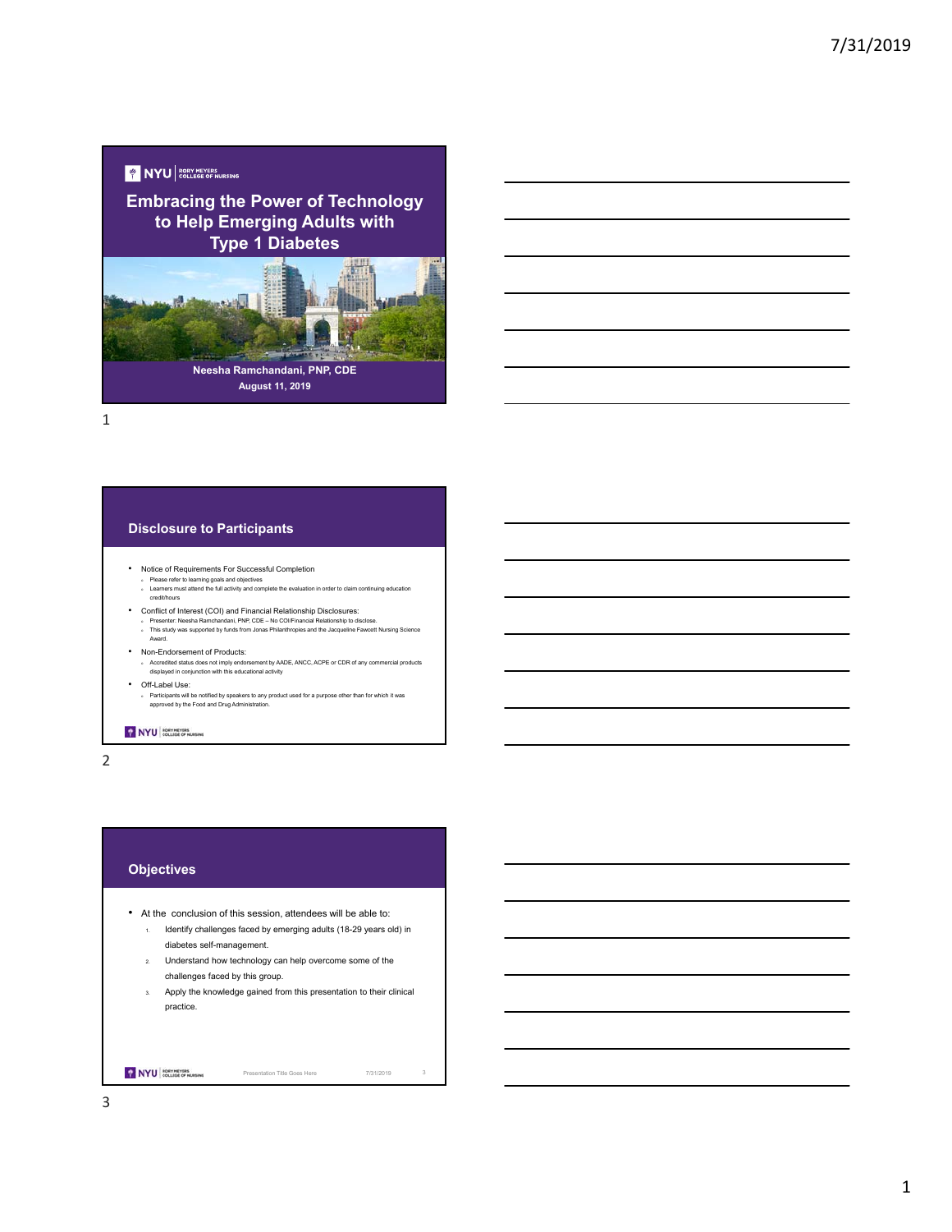# Embracing the Power of Technology to Help Emerging Adults with Type 1 Diabetes

NYU | Rory Meyers College of Nursing

**Neesha Ramchandani, PNP, CDE**
**August 11, 2019**

## Disclosure to Participants

- Notice of Requirements For Successful Completion
  - Please refer to learning goals and objectives
  - Learners must attend the full activity and complete the evaluation in order to claim continuing education credit/hours
- Conflict of Interest (COI) and Financial Relationship Disclosures:
  - Presenter: Neesha Ramchandani, PNP, CDE – No COI/Financial Relationship to disclose.
  - This study was supported by funds from Jonas Philanthropies and the Jacqueline Fawcett Nursing Science Award.
- Non-Endorsement of Products:
  - Accredited status does not imply endorsement by AADE, ANCC, ACPE or CDR of any commercial products displayed in conjunction with this educational activity
- Off-Label Use:
  - Participants will be notified by speakers to any product used for a purpose other than for which it was approved by the Food and Drug Administration.

## Objectives

- At the conclusion of this session, attendees will be able to:
  1. Identify challenges faced by emerging adults (18-29 years old) in diabetes self-management.
  2. Understand how technology can help overcome some of the challenges faced by this group.
  3. Apply the knowledge gained from this presentation to their clinical practice.

Presentation Title Goes Here 7/31/2019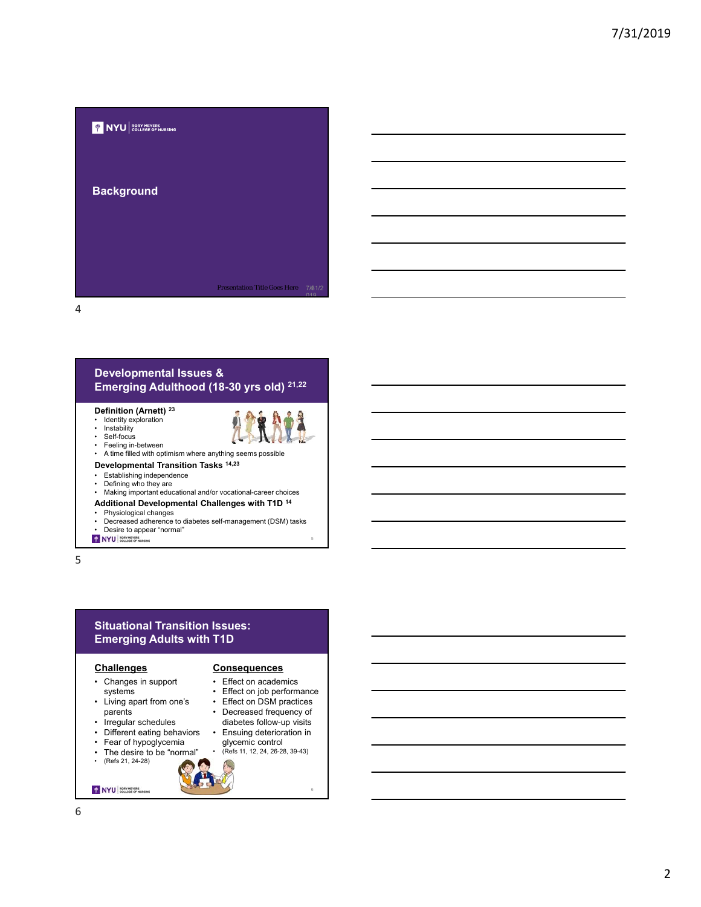## Background

## Developmental Issues & Emerging Adulthood (18-30 yrs old) [21,22]

**Definition (Arnett)** [23]

- Identity exploration
- Instability
- Self-focus
- Feeling in-between
- A time filled with optimism where anything seems possible

**Developmental Transition Tasks** [14,23]

- Establishing independence
- Defining who they are
- Making important educational and/or vocational-career choices

**Additional Developmental Challenges with T1D** [14]

- Physiological changes
- Decreased adherence to diabetes self-management (DSM) tasks
- Desire to appear "normal"

## Situational Transition Issues: Emerging Adults with T1D

**Challenges**

- Changes in support systems
- Living apart from one's parents
- Irregular schedules
- Different eating behaviors
- Fear of hypoglycemia
- The desire to be "normal"
- (Refs 21, 24-28)

**Consequences**

- Effect on academics
- Effect on job performance
- Effect on DSM practices
- Decreased frequency of diabetes follow-up visits
- Ensuing deterioration in glycemic control
- (Refs 11, 12, 24, 26-28, 39-43)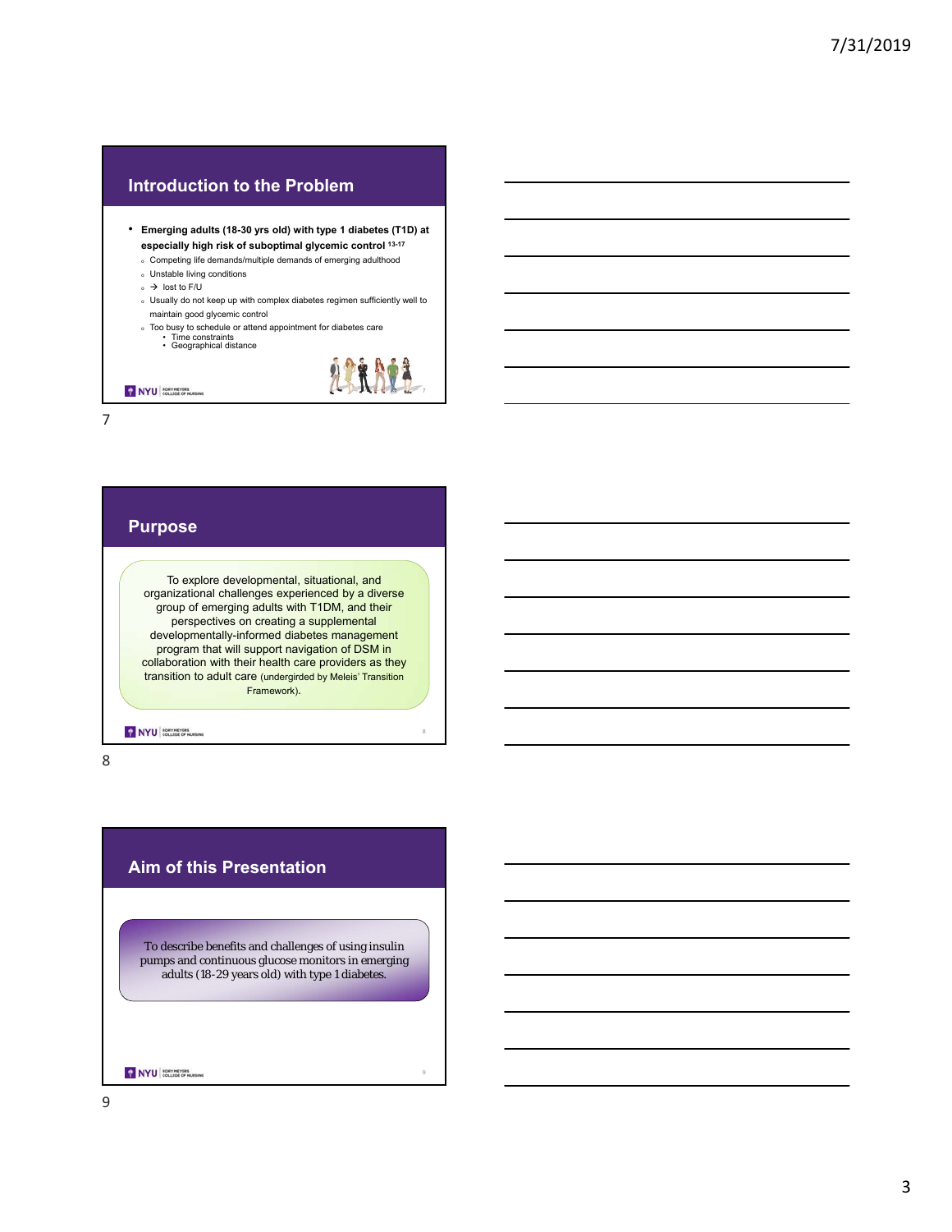## Introduction to the Problem

- **Emerging adults (18-30 yrs old) with type 1 diabetes (T1D) at especially high risk of suboptimal glycemic control [13-17]**
  - Competing life demands/multiple demands of emerging adulthood
  - Unstable living conditions
  - → lost to F/U
  - Usually do not keep up with complex diabetes regimen sufficiently well to maintain good glycemic control
  - Too busy to schedule or attend appointment for diabetes care
    - Time constraints
    - Geographical distance

## Purpose

To explore developmental, situational, and organizational challenges experienced by a diverse group of emerging adults with T1DM, and their perspectives on creating a supplemental developmentally-informed diabetes management program that will support navigation of DSM in collaboration with their health care providers as they transition to adult care (undergirded by Meleis' Transition Framework).

## Aim of this Presentation

To describe benefits and challenges of using insulin pumps and continuous glucose monitors in emerging adults (18-29 years old) with type 1 diabetes.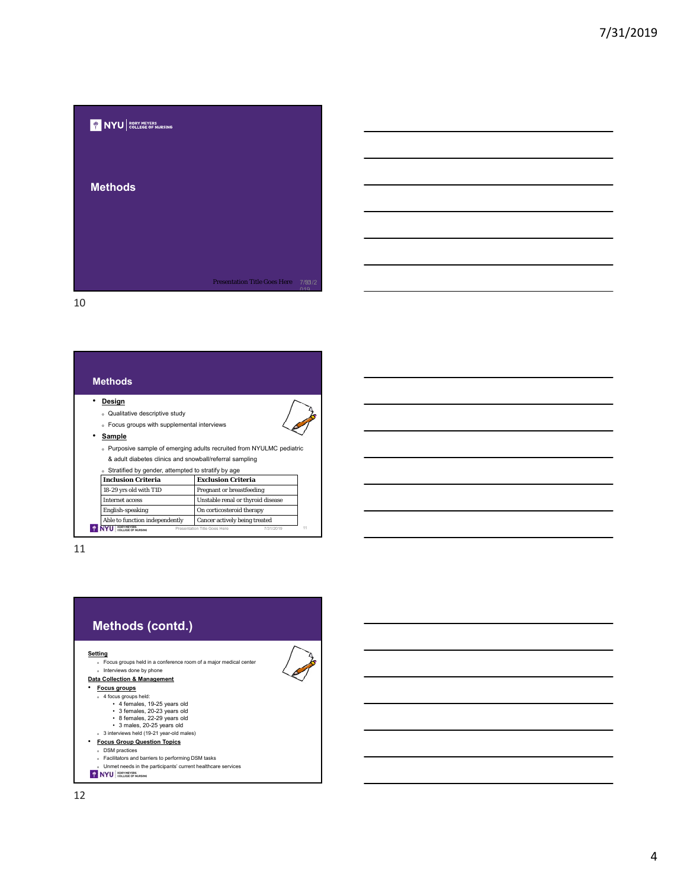## Methods

## Methods

- **Design**
  - Qualitative descriptive study
  - Focus groups with supplemental interviews
- **Sample**
  - Purposive sample of emerging adults recruited from NYULMC pediatric & adult diabetes clinics and snowball/referral sampling
  - Stratified by gender, attempted to stratify by age

| Inclusion Criteria | Exclusion Criteria |
|---|---|
| 18-29 yrs old with T1D | Pregnant or breastfeeding |
| Internet access | Unstable renal or thyroid disease |
| English-speaking | On corticosteroid therapy |
| Able to function independently | Cancer actively being treated |

## Methods (contd.)

**Setting**

- Focus groups held in a conference room of a major medical center
- Interviews done by phone

**Data Collection & Management**

- **Focus groups**
  - 4 focus groups held:
    - 4 females, 19-25 years old
    - 3 females, 20-23 years old
    - 8 females, 22-29 years old
    - 3 males, 20-25 years old
  - 3 interviews held (19-21 year-old males)
- **Focus Group Question Topics**
  - DSM practices
  - Facilitators and barriers to performing DSM tasks
  - Unmet needs in the participants' current healthcare services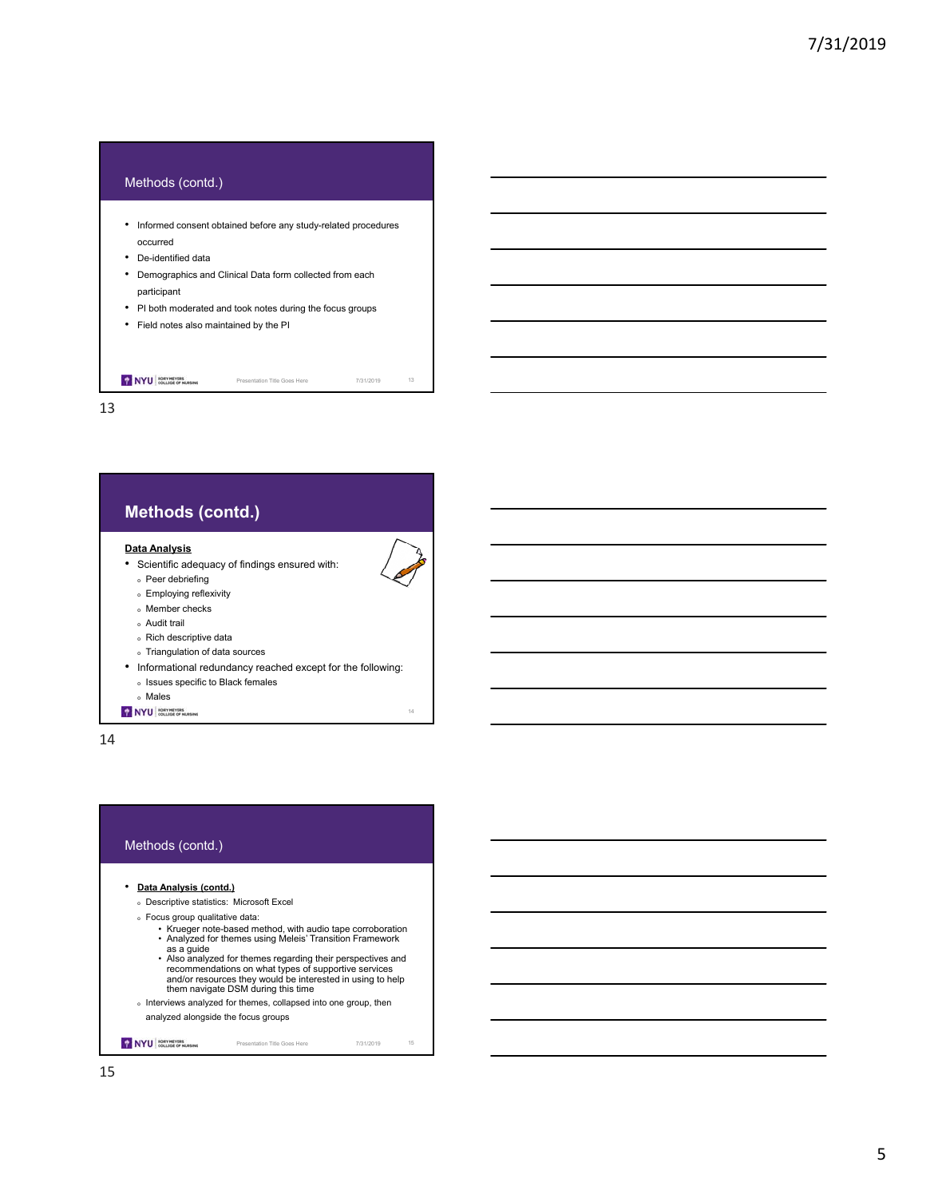## Methods (contd.)

- Informed consent obtained before any study-related procedures occurred
- De-identified data
- Demographics and Clinical Data form collected from each participant
- PI both moderated and took notes during the focus groups
- Field notes also maintained by the PI

## Methods (contd.)

**Data Analysis**

- Scientific adequacy of findings ensured with:
  - Peer debriefing
  - Employing reflexivity
  - Member checks
  - Audit trail
  - Rich descriptive data
  - Triangulation of data sources
- Informational redundancy reached except for the following:
  - Issues specific to Black females
  - Males

## Methods (contd.)

- **Data Analysis (contd.)**
  - Descriptive statistics: Microsoft Excel
  - Focus group qualitative data:
    - Krueger note-based method, with audio tape corroboration
    - Analyzed for themes using Meleis' Transition Framework as a guide
    - Also analyzed for themes regarding their perspectives and recommendations on what types of supportive services and/or resources they would be interested in using to help them navigate DSM during this time
  - Interviews analyzed for themes, collapsed into one group, then analyzed alongside the focus groups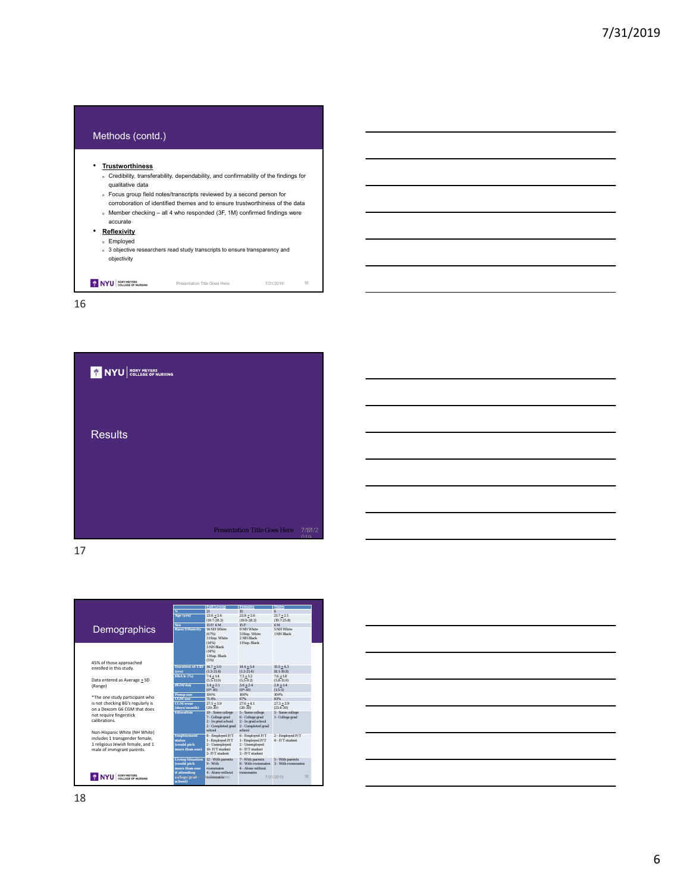## Methods (contd.)

- **Trustworthiness**
  - Credibility, transferability, dependability, and confirmability of the findings for qualitative data
  - Focus group field notes/transcripts reviewed by a second person for corroboration of identified themes and to ensure trustworthiness of the data
  - Member checking – all 4 who responded (3F, 1M) confirmed findings were accurate
- **Reflexivity**
  - Employed
  - 3 objective researchers read study transcripts to ensure transparency and objectivity

## Results

## Demographics

45% of those approached enrolled in this study.

Data entered as Average ± SD (Range)

*The one study participant who is not checking BG's regularly is on a Dexcom G6 CGM that does not require fingerstick calibrations.

Non-Hispanic White (NH White) includes 1 transgender female, 1 religious Jewish female, and 1 male of immigrant parents.

| | Full Group | Females | Males |
|---|---|---|---|
| N | 21 | 15 | 6 |
| Age (yrs) | 23.6 ± 2.6 (19.7-28.3) | 23.8 ± 2.6 (19.9-28.3) | 21.7 ± 2.1 (19.7-25.8) |
| Sex | 15 F/ 6 M | 15 F | 6 M |
| Race/Ethnicity | 14 NH White (67%) 3 Hisp. White (14%) 3 NH Black (14%) 1 Hisp. Black (5%) | 9 NH White 3 Hisp. White 2 NH Black 1 Hisp. Black | 5 NH White 1 NH Black |
| Duration of T1D (yrs) | 14.7 ± 5.0 (1.5-21.4) | 14.4 ± 5.4 (1.5-21.4) | 15.5 ± 4.3 (8.1-19.8) |
| HbA1c (%) | 7.4 ± 1.4 (5.5-11.0) | 7.3 ± 1.2 (5.5-9.2) | 7.6 ± 1.8 (5.8-11.0) |
| BG/day | 3.4 ± 2.1 (0*-10) | 3.6 ± 2.4 (0*-10) | 2.8 ± 1.4 (1.5-5) |
| Pump use | 100% | 100% | 100% |
| CGM use | 71.4% | 67% | 83% |
| CGM wear (days/month) | 27.5 ± 3.9 (20-30) | 27.6 ± 4.1 (20-30) | 27.3 ± 3.9 (21.4-30) |
| Education | 10 - Some college 7 - College grad 2 - In grad school 2 - Completed grad school | 5 - Some college 6 - College grad 2 - In grad school 2 - Completed grad school | 5 - Some college 1 - College grad |
| Employment status (could pick more than one) | 8 - Employed F/T 1 - Employed P/T 2 - Unemployed 10 - F/T student 2 - P/T student | 6 - Employed F/T 1 - Employed P/T 2 - Unemployed 6 - F/T student 2 - P/T student | 2 - Employed F/T 4 - F/T student |
| Living Situation (could pick more than one if attending college/grad school) | 12 - With parents 9 - With roommates 4 - Alone without roommates | 7 - With parents 6 - With roommates 4 - Alone without roommates | 5 - With parents 3 - With roommates |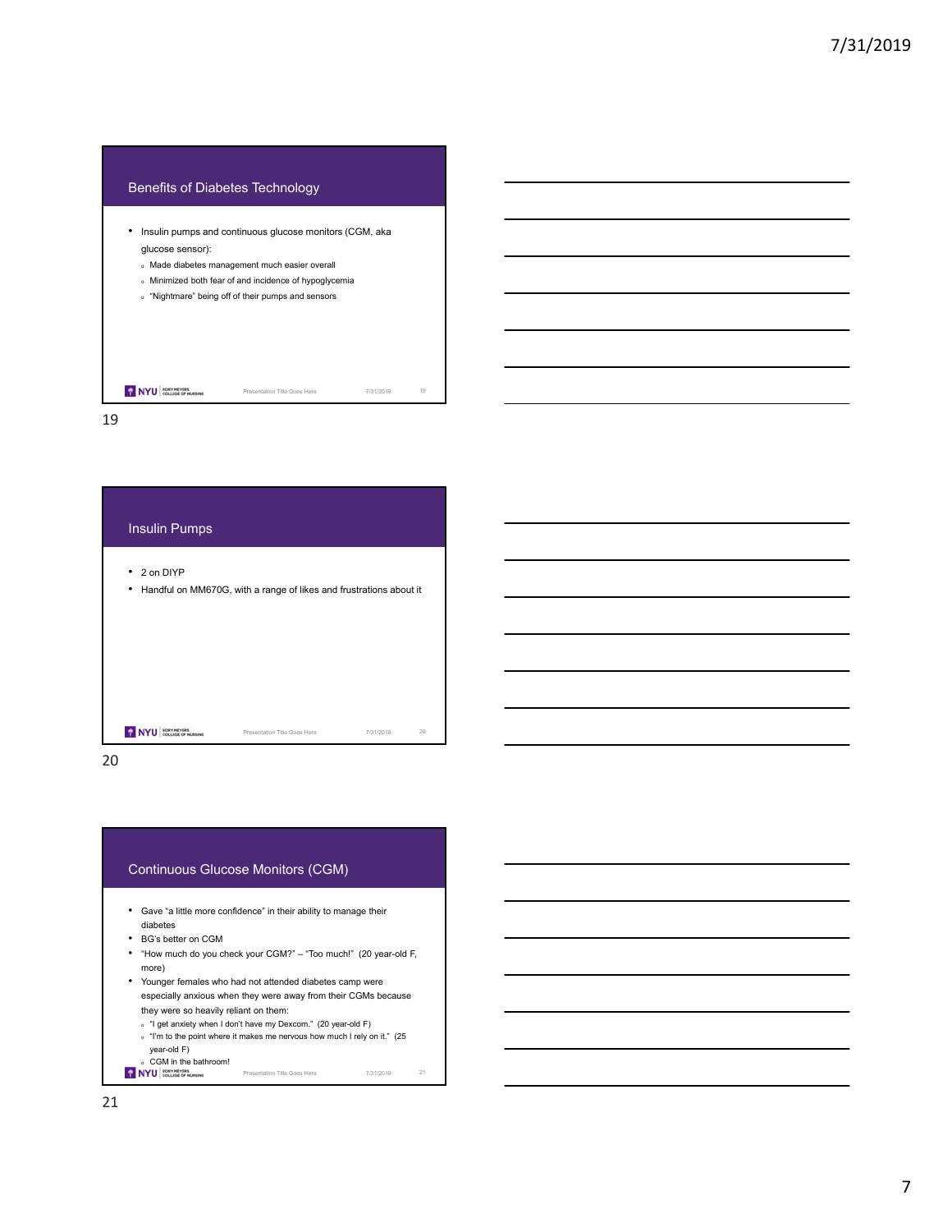## Benefits of Diabetes Technology

- Insulin pumps and continuous glucose monitors (CGM, aka glucose sensor):
  - Made diabetes management much easier overall
  - Minimized both fear of and incidence of hypoglycemia
  - "Nightmare" being off of their pumps and sensors

## Insulin Pumps

- 2 on DIYP
- Handful on MM670G, with a range of likes and frustrations about it

## Continuous Glucose Monitors (CGM)

- Gave "a little more confidence" in their ability to manage their diabetes
- BG's better on CGM
- "How much do you check your CGM?" – "Too much!" (20 year-old F, more)
- Younger females who had not attended diabetes camp were especially anxious when they were away from their CGMs because they were so heavily reliant on them:
  - "I get anxiety when I don't have my Dexcom." (20 year-old F)
  - "I'm to the point where it makes me nervous how much I rely on it." (25 year-old F)
  - CGM in the bathroom!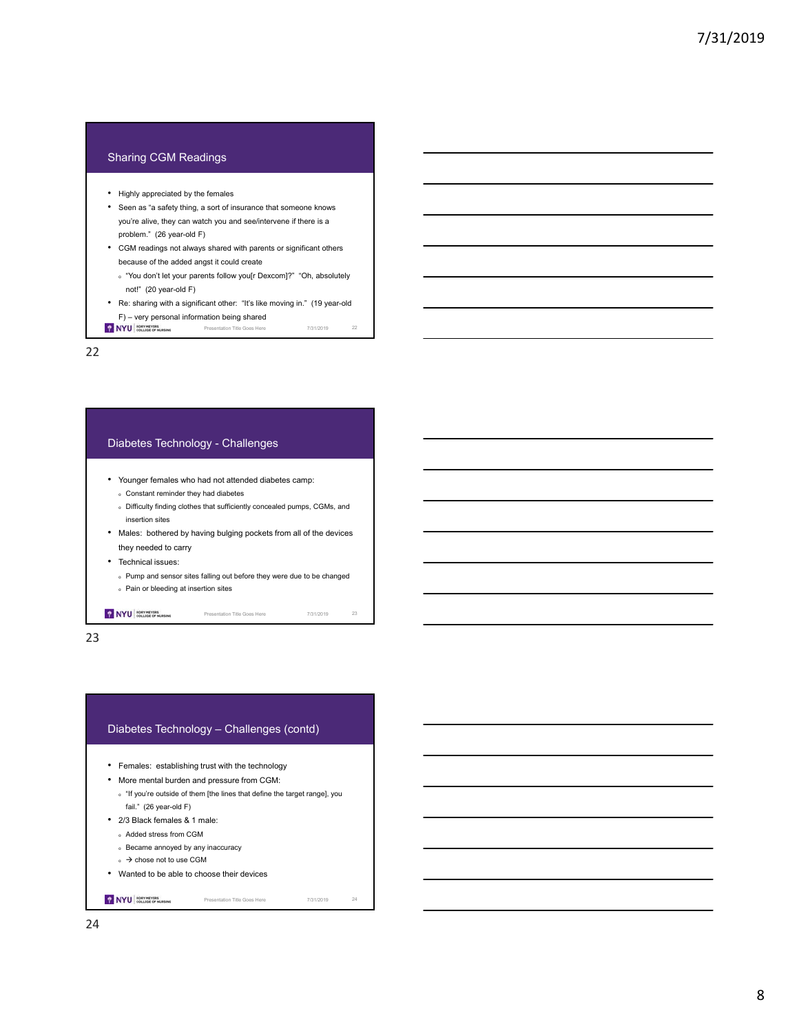## Sharing CGM Readings

- Highly appreciated by the females
- Seen as "a safety thing, a sort of insurance that someone knows you're alive, they can watch you and see/intervene if there is a problem." (26 year-old F)
- CGM readings not always shared with parents or significant others because of the added angst it could create
  - "You don't let your parents follow you[r Dexcom]?" "Oh, absolutely not!" (20 year-old F)
- Re: sharing with a significant other: "It's like moving in." (19 year-old F) – very personal information being shared

## Diabetes Technology - Challenges

- Younger females who had not attended diabetes camp:
  - Constant reminder they had diabetes
  - Difficulty finding clothes that sufficiently concealed pumps, CGMs, and insertion sites
- Males: bothered by having bulging pockets from all of the devices they needed to carry
- Technical issues:
  - Pump and sensor sites falling out before they were due to be changed
  - Pain or bleeding at insertion sites

## Diabetes Technology – Challenges (contd)

- Females: establishing trust with the technology
- More mental burden and pressure from CGM:
  - "If you're outside of them [the lines that define the target range], you fail." (26 year-old F)
- 2/3 Black females & 1 male:
  - Added stress from CGM
  - Became annoyed by any inaccuracy
  - → chose not to use CGM
- Wanted to be able to choose their devices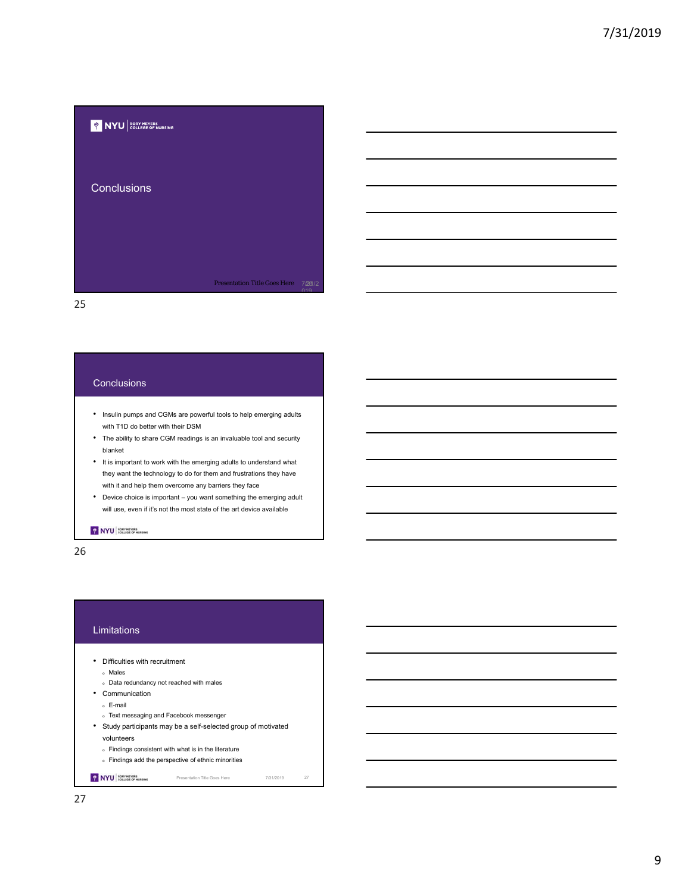## Conclusions

## Conclusions

- Insulin pumps and CGMs are powerful tools to help emerging adults with T1D do better with their DSM
- The ability to share CGM readings is an invaluable tool and security blanket
- It is important to work with the emerging adults to understand what they want the technology to do for them and frustrations they have with it and help them overcome any barriers they face
- Device choice is important – you want something the emerging adult will use, even if it's not the most state of the art device available

## Limitations

- Difficulties with recruitment
  - Males
  - Data redundancy not reached with males
- Communication
  - E-mail
  - Text messaging and Facebook messenger
- Study participants may be a self-selected group of motivated volunteers
  - Findings consistent with what is in the literature
  - Findings add the perspective of ethnic minorities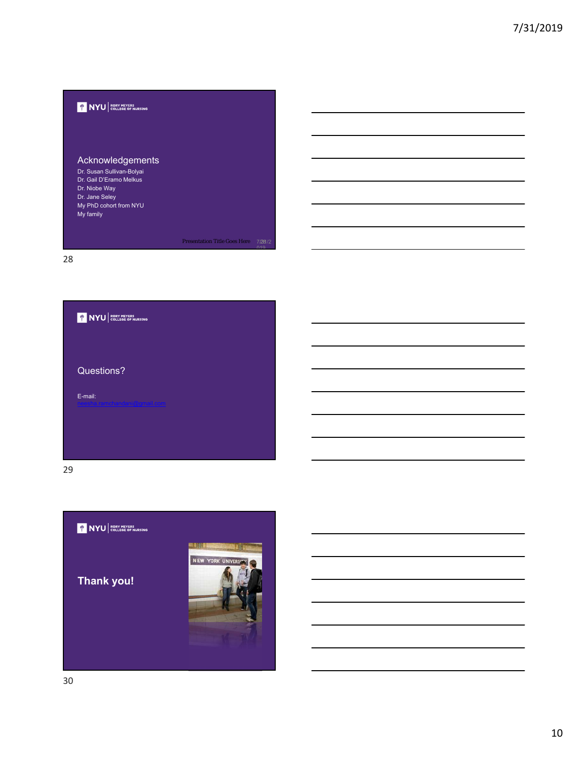NYU | RORY MEYERS COLLEGE OF NURSING

## Acknowledgements

Dr. Susan Sullivan-Bolyai
Dr. Gail D'Eramo Melkus
Dr. Niobe Way
Dr. Jane Seley
My PhD cohort from NYU
My family

Presentation Title Goes Here

NYU | RORY MEYERS COLLEGE OF NURSING

## Questions?

E-mail:
neesha.ramchandani@gmail.com

NYU | RORY MEYERS COLLEGE OF NURSING

## Thank you!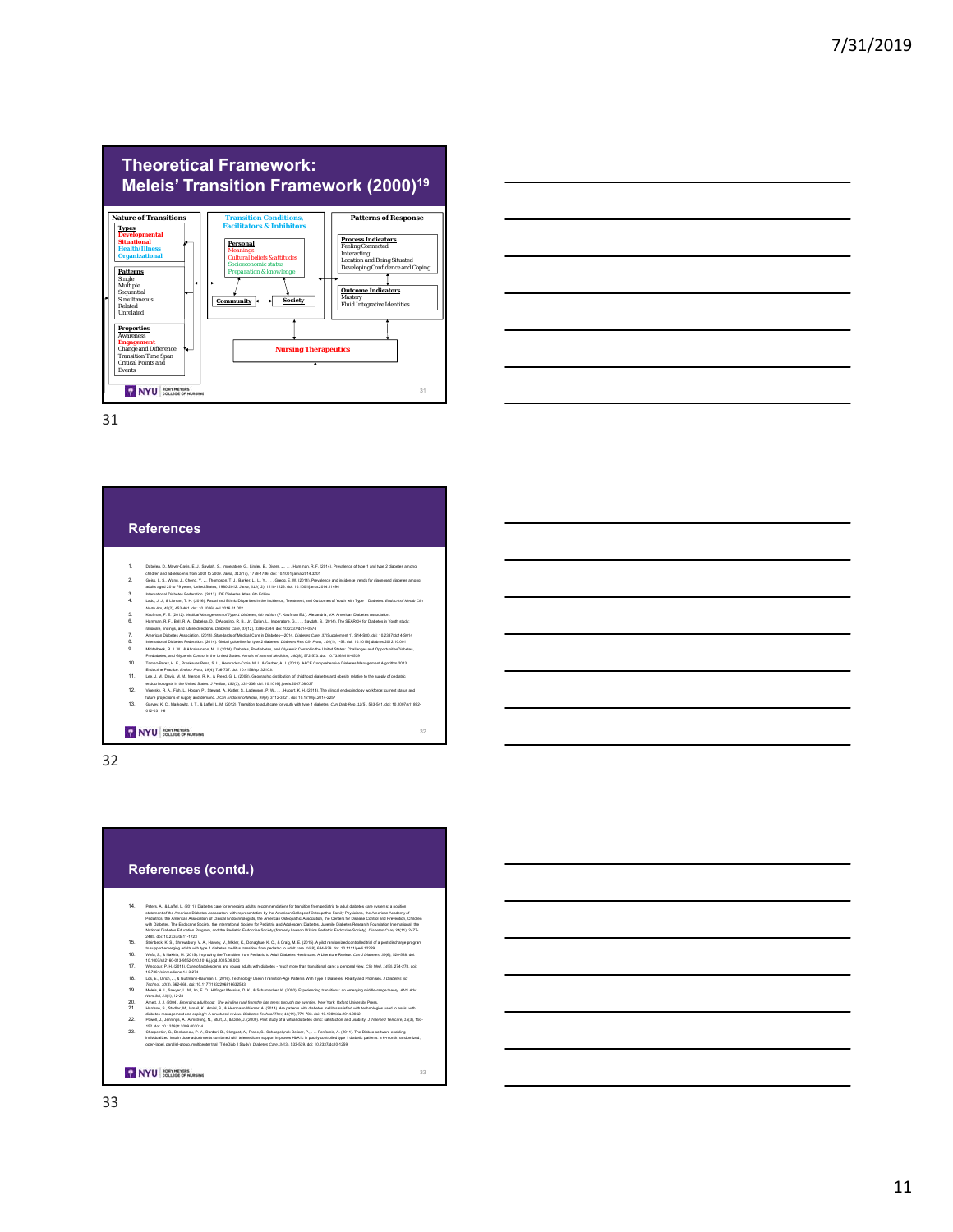## Theoretical Framework: Meleis' Transition Framework (2000)[19]

**Nature of Transitions**

Types
- Developmental
- Situational
- Health/Illness
- Organizational

Patterns
- Single
- Multiple
- Sequential
- Simultaneous
- Related
- Unrelated

Properties
- Awareness
- Engagement
- Change and Difference
- Transition Time Span
- Critical Points and Events

**Transition Conditions, Facilitators & Inhibitors**

Personal
- Meanings
- Cultural beliefs & attitudes
- Socioeconomic status
- Preparation & knowledge

Community

Society

**Patterns of Response**

Process Indicators
- Feeling Connected
- Interacting
- Location and Being Situated
- Developing Confidence and Coping

Outcome Indicators
- Mastery
- Fluid Integrative Identities

**Nursing Therapeutics**

31

## References

1. Dabelea, D., Mayer-Davis, E. J., Saydah, S., Imperatore, G., Linder, B., Divers, J., . . . Hamman, R. F. (2014). Prevalence of type 1 and type 2 diabetes among children and adolescents from 2001 to 2009. *Jama, 311*(17), 1778-1786. doi: 10.1001/jama.2014.3201
2. Geiss, L. S., Wang, J., Cheng, Y. J., Thompson, T. J., Barker, L., Li, Y., . . . Gregg, E. W. (2014). Prevalence and incidence trends for diagnosed diabetes among adults aged 20 to 79 years, United States, 1980-2012. *Jama, 312*(12), 1218-1226. doi: 10.1001/jama.2014.11494
3. International Diabetes Federation. (2013). IDF Diabetes Atlas, 6th Edition.
4. Lado, J. J., & Lipman, T. H. (2016). Racial and Ethnic Disparities in the Incidence, Treatment, and Outcomes of Youth with Type 1 Diabetes. *Endocrinol Metab Clin North Am, 45*(2), 453-461. doi: 10.1016/j.ecl.2016.01.002
5. Kaufman, F. E. (2012). *Medical Management of Type 1 Diabetes*, 6th edition (F. Kaufman Ed.). Alexandria, VA: American Diabetes Association.
6. Hamman, R. F., Bell, R. A., Dabelea, D., D'Agostino, R. B., Jr., Dolan, L., Imperatore, G., . . . Saydah, S. (2014). The SEARCH for Diabetes in Youth study: rationale, findings, and future directions. *Diabetes Care, 37*(12), 3336-3344. doi: 10.2337/dc14-0574
7. American Diabetes Association. (2014). Standards of Medical Care in Diabetes—2014. *Diabetes Care, 37*(Supplement 1), S14-S80. doi: 10.2337/dc14-S014
8. International Diabetes Federation. (2014). Global guideline for type 2 diabetes. *Diabetes Res Clin Pract, 104*(1), 1-52. doi: 10.1016/j.diabres.2012.10.001
9. Mobleberg, R. J. W., & Abrahamson, M. J. (2014). Diabetes, Prediabetes, and Glycemic Control in the United States: Challenges and Opportunities. Diabetes, Prediabetes, and Glycemic Control in the United States. *Annals of Internal Medicine, 160*(8), 572-573. doi: 10.7326/M14-0539
10. Tamez-Perez, H. E., Proskauer-Pena, S. L., Hernndez-Coria, M. I., & Garber, A. J. (2013). AACE Comprehensive Diabetes Management Algorithm 2013. Endocrine Practice. *Endocr Pract, 19*(4), 736-737. doi: 10.4158/ep13210.lt
11. Lee, J. M., Davis, M. M., Menon, R. K., & Freed, G. L. (2008). Geographic distribution of childhood diabetes and obesity relative to the supply of pediatric endocrinologists in the United States. *J Pediatr, 152*(3), 331-336. doi: 10.1016/j.jpeds.2007.08.037
12. Vigersky, R. A., Fish, L., Hogan, P., Stewart, A., Kutler, S., Ladenson, P. W., . . . Hupart, K. H. (2014). The clinical endocrinology workforce: current status and future projections of supply and demand. *J Clin Endocrinol Metab, 99*(9), 3112-3121. doi: 10.1210/jc.2014-2257
13. Garvey, K. C., Markowitz, J. T., & Laffel, L. M. (2012). Transition to adult care for youth with type 1 diabetes. *Curr Diab Rep, 12*(5), 533-541. doi: 10.1007/s11892-012-0311-6

32

## References (contd.)

14. Peters, A., & Laffel, L. (2011). Diabetes care for emerging adults: recommendations for transition from pediatric to adult diabetes care systems: a position statement of the American Diabetes Association, with representation by the American College of Osteopathic Family Physicians, the American Academy of Pediatrics, the American Association of Clinical Endocrinologists, the American Osteopathic Association, the Centers for Disease Control and Prevention, Children with Diabetes, The Endocrine Society, the International Society for Pediatric and Adolescent Diabetes, Juvenile Diabetes Research Foundation International, the National Diabetes Education Program, and the Pediatric Endocrine Society (formerly Lawson Wilkins Pediatric Endocrine Society). *Diabetes Care, 34*(11), 2477-2485. doi: 10.2337/dc11-1723
15. Steinbeck, K. S., Shrewsbury, V. A., Harvey, V., Mikler, K., Donaghue, K. C., & Craig, M. E. (2015). A pilot randomized controlled trial of a post-discharge program to support emerging adults with type 1 diabetes mellitus transition from pediatric to adult care. *24*(6), 634-639. doi: 10.1111/pedi.12229
16. Wafa, S., & Nakhla, M. (2015). Improving the Transition from Pediatric to Adult Diabetes Healthcare: A Literature Review. *Can J Diabetes, 39*(6), 520-528. doi: 10.1007/s12160-013-9552-010.1016/j.jcjd.2015.08.003
17. Weissburg, P. H. (2014). Care of adolescents and young adults with diabetes - much more than transitional care: a personal view. *Clin Med, 14*(3), 274-278. doi: 10.7861/clinmedicine.14-3-274
18. Lee, E., Ulrich, J., & Guttmann-Bauman, I. (2016). Technology Use in Transition-Age Patients With Type 1 Diabetes: Reality and Promises. *J Diabetes Sci Technol, 10*(3), 662-668. doi: 10.1177/1932296816632542
19. Meleis, A. I., Sawyer, L. M., Im, E. O., Hilfinger Messias, D. K., & Schumacher, K. (2000). Experiencing transitions: an emerging middle-range theory. *ANS Adv Nurs Sci, 23*(1), 12-28
20. Arnett, J. J. (2004). *Emerging adulthood: The winding road from the late teens through the twenties*. New York: Oxford University Press.
21. Harrison, S., Stadler, M., Ismail, K., Amiel, S., & Herrmann-Werner, A. (2014). Are patients with diabetes mellitus satisfied with technologies used to assist with diabetes management and coping?: A structured review. *Diabetes Technol Ther, 16*(11), 771-783. doi: 10.1089/dia.2014.0062
22. Powell, J., Jennings, A., Armstrong, N., Sturt, J., & Dale, J. (2009). Pilot study of a virtual diabetes clinic: satisfaction and usability. *J Telemed Telecare, 15*(3), 150-152. doi: 10.1258/jtt.2009.003014
23. Charpentier, G., Benhamou, P. Y., Dardari, D., Clergeot, A., Franc, S., Schaepelynck-Belicar, P., . . . Penfornis, A. (2011). The Diabetes software enabling individualized insulin dose adjustments combined with telemedicine support improves HbA1c in poorly controlled type 1 diabetic patients: a 6-month, randomized, open-label, parallel-group, multicenter trial (TeleDiab 1 Study). *Diabetes Care, 34*(3), 533-539. doi: 10.2337/dc10-1259

33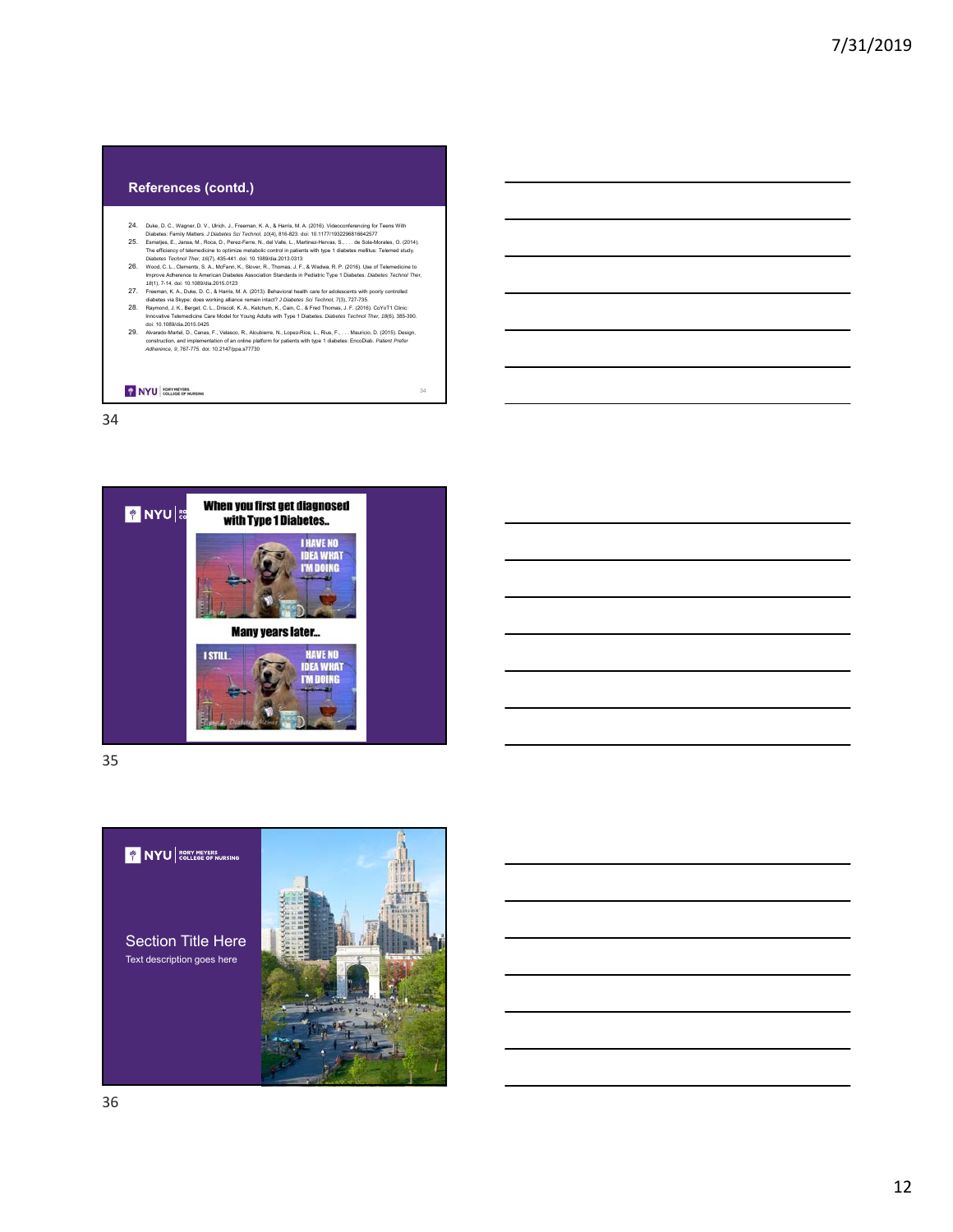## References (contd.)

24. Duke, D. C., Wagner, D. V., Ulrich, J., Freeman, K. A., & Harris, M. A. (2016). Videoconferencing for Teens With Diabetes: Family Matters. *J Diabetes Sci Technol, 10*(4), 816-823. doi: 10.1177/1932296816642577
25. Esmatjes, E., Jansa, M., Roca, D., Perez-Ferre, N., del Valle, L., Martinez-Hervas, S., . . . de Sola-Morales, O. (2014). The efficiency of telemedicine to optimize metabolic control in patients with type 1 diabetes mellitus: Telemed study. *Diabetes Technol Ther, 16*(7), 435-441. doi: 10.1089/dia.2013.0313
26. Wood, C. L., Clements, S. A., McFann, K., Slover, R., Thomas, J. F., & Wadwa, R. P. (2016). Use of Telemedicine to Improve Adherence to American Diabetes Association Standards in Pediatric Type 1 Diabetes. *Diabetes Technol Ther, 18*(1), 7-14. doi: 10.1089/dia.2015.0123
27. Freeman, K. A., Duke, D. C., & Harris, M. A. (2013). Behavioral health care for adolescents with poorly controlled diabetes via Skype: does working alliance remain intact? *J Diabetes Sci Technol, 7*(3), 727-735.
28. Raymond, J. K., Berget, C. L., Driscoll, K. A., Ketchum, K., Cain, C., & Fred Thomas, J. F. (2016). CoYoT1 Clinic: Innovative Telemedicine Care Model for Young Adults with Type 1 Diabetes. *Diabetes Technol Ther, 18*(6), 385-390. doi: 10.1089/dia.2015.0425
29. Alvarado-Martel, D., Canas, F., Velasco, R., Alcubierre, N., Lopez-Rios, L., Rius, F., . . . Mauricio, D. (2015). Design, construction, and implementation of an online platform for patients with type 1 diabetes: EncoDiab. *Patient Prefer Adherence, 9*, 767-775. doi: 10.2147/ppa.s77730

When you first get diagnosed with Type 1 Diabetes..

I HAVE NO IDEA WHAT I'M DOING

Many years later...

I STILL.. HAVE NO IDEA WHAT I'M DOING

Section Title Here

Text description goes here